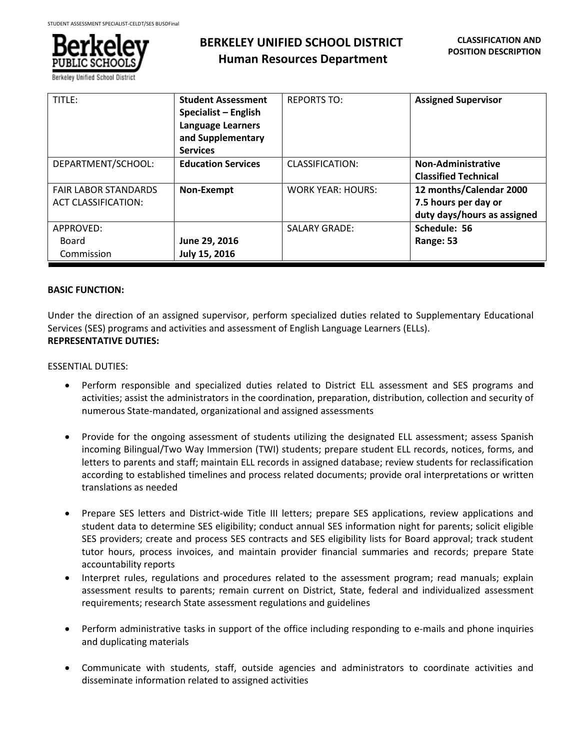# BERKELEY UNIFIED SCHOOL DISTRICT
## Human Resources Department

**CLASSIFICATION AND POSITION DESCRIPTION**

| TITLE: | **Student Assessment Specialist – English Language Learners and Supplementary Services** | REPORTS TO: | **Assigned Supervisor** |
|---|---|---|---|
| DEPARTMENT/SCHOOL: | **Education Services** | CLASSIFICATION: | **Non-Administrative Classified Technical** |
| FAIR LABOR STANDARDS ACT CLASSIFICATION: | **Non-Exempt** | WORK YEAR: HOURS: | **12 months/Calendar 2000 7.5 hours per day or duty days/hours as assigned** |
| APPROVED: Board Commission | **June 29, 2016 July 15, 2016** | SALARY GRADE: | **Schedule: 56 Range: 53** |

**BASIC FUNCTION:**

Under the direction of an assigned supervisor, perform specialized duties related to Supplementary Educational Services (SES) programs and activities and assessment of English Language Learners (ELLs).

**REPRESENTATIVE DUTIES:**

ESSENTIAL DUTIES:

- Perform responsible and specialized duties related to District ELL assessment and SES programs and activities; assist the administrators in the coordination, preparation, distribution, collection and security of numerous State-mandated, organizational and assigned assessments

- Provide for the ongoing assessment of students utilizing the designated ELL assessment; assess Spanish incoming Bilingual/Two Way Immersion (TWI) students; prepare student ELL records, notices, forms, and letters to parents and staff; maintain ELL records in assigned database; review students for reclassification according to established timelines and process related documents; provide oral interpretations or written translations as needed

- Prepare SES letters and District-wide Title III letters; prepare SES applications, review applications and student data to determine SES eligibility; conduct annual SES information night for parents; solicit eligible SES providers; create and process SES contracts and SES eligibility lists for Board approval; track student tutor hours, process invoices, and maintain provider financial summaries and records; prepare State accountability reports
- Interpret rules, regulations and procedures related to the assessment program; read manuals; explain assessment results to parents; remain current on District, State, federal and individualized assessment requirements; research State assessment regulations and guidelines

- Perform administrative tasks in support of the office including responding to e-mails and phone inquiries and duplicating materials

- Communicate with students, staff, outside agencies and administrators to coordinate activities and disseminate information related to assigned activities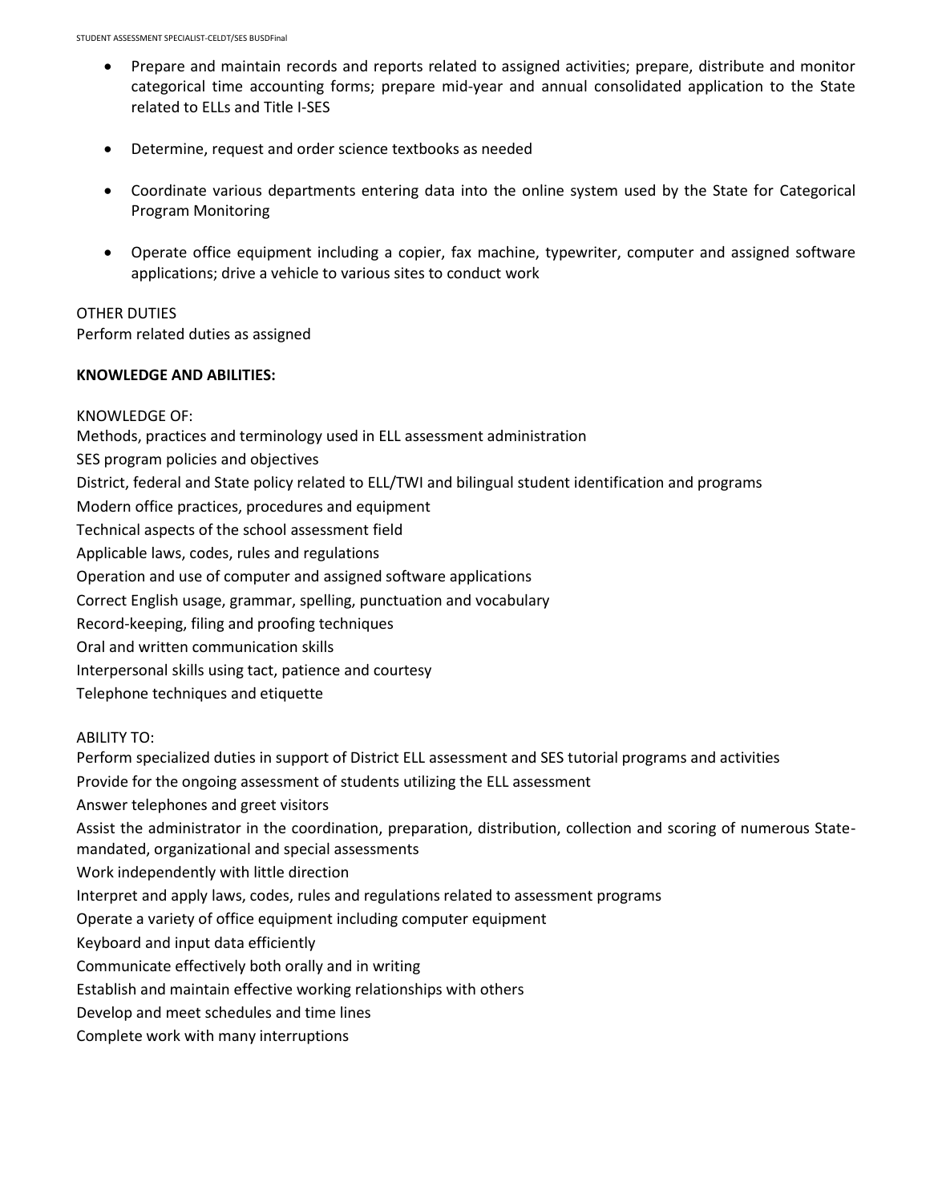- Prepare and maintain records and reports related to assigned activities; prepare, distribute and monitor categorical time accounting forms; prepare mid-year and annual consolidated application to the State related to ELLs and Title I-SES

- Determine, request and order science textbooks as needed

- Coordinate various departments entering data into the online system used by the State for Categorical Program Monitoring

- Operate office equipment including a copier, fax machine, typewriter, computer and assigned software applications; drive a vehicle to various sites to conduct work

OTHER DUTIES
Perform related duties as assigned

**KNOWLEDGE AND ABILITIES:**

KNOWLEDGE OF:
Methods, practices and terminology used in ELL assessment administration
SES program policies and objectives
District, federal and State policy related to ELL/TWI and bilingual student identification and programs
Modern office practices, procedures and equipment
Technical aspects of the school assessment field
Applicable laws, codes, rules and regulations
Operation and use of computer and assigned software applications
Correct English usage, grammar, spelling, punctuation and vocabulary
Record-keeping, filing and proofing techniques
Oral and written communication skills
Interpersonal skills using tact, patience and courtesy
Telephone techniques and etiquette

ABILITY TO:
Perform specialized duties in support of District ELL assessment and SES tutorial programs and activities
Provide for the ongoing assessment of students utilizing the ELL assessment
Answer telephones and greet visitors
Assist the administrator in the coordination, preparation, distribution, collection and scoring of numerous State-mandated, organizational and special assessments
Work independently with little direction
Interpret and apply laws, codes, rules and regulations related to assessment programs
Operate a variety of office equipment including computer equipment
Keyboard and input data efficiently
Communicate effectively both orally and in writing
Establish and maintain effective working relationships with others
Develop and meet schedules and time lines
Complete work with many interruptions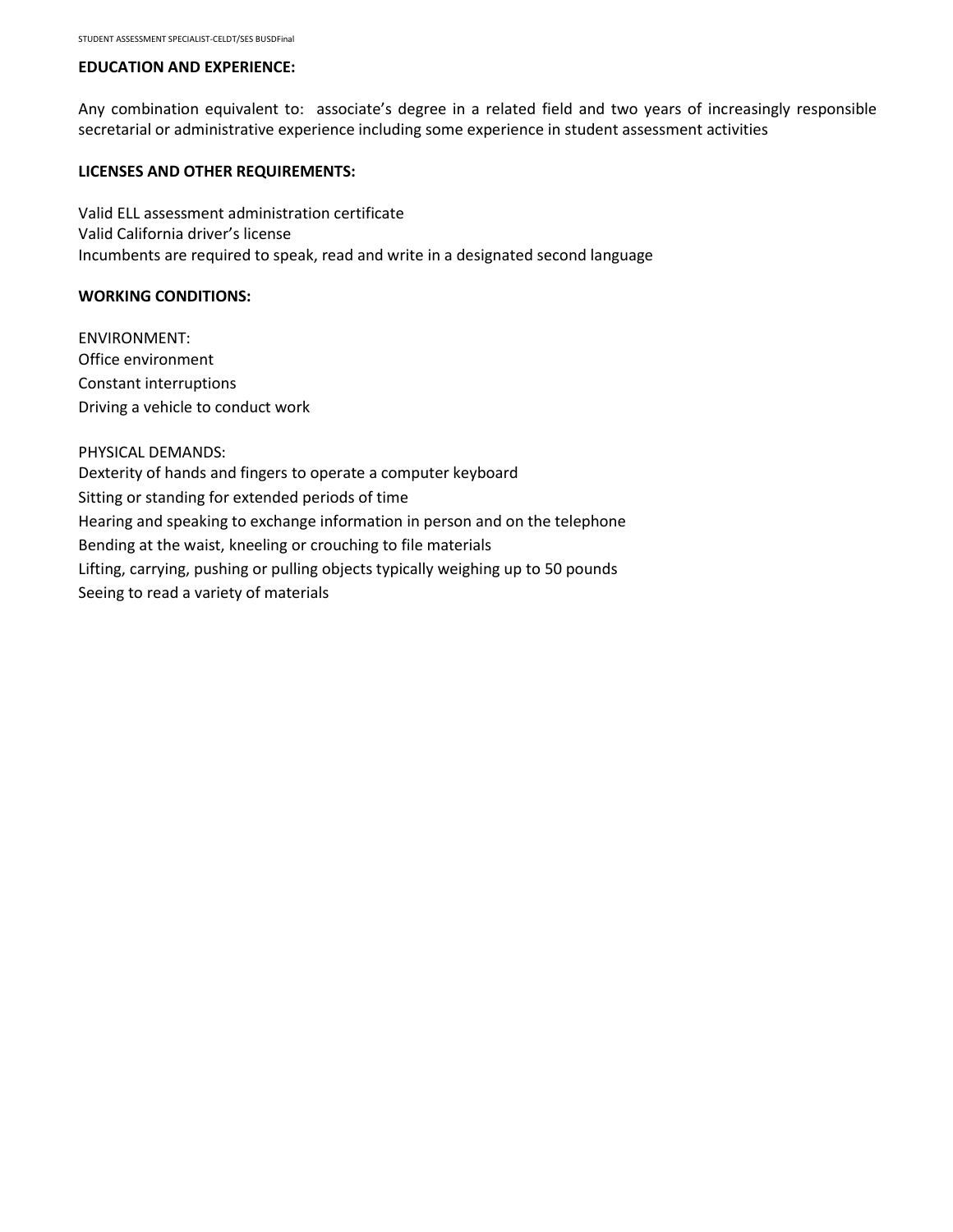**EDUCATION AND EXPERIENCE:**

Any combination equivalent to: associate's degree in a related field and two years of increasingly responsible secretarial or administrative experience including some experience in student assessment activities

**LICENSES AND OTHER REQUIREMENTS:**

Valid ELL assessment administration certificate
Valid California driver's license
Incumbents are required to speak, read and write in a designated second language

**WORKING CONDITIONS:**

ENVIRONMENT:
Office environment
Constant interruptions
Driving a vehicle to conduct work

PHYSICAL DEMANDS:
Dexterity of hands and fingers to operate a computer keyboard
Sitting or standing for extended periods of time
Hearing and speaking to exchange information in person and on the telephone
Bending at the waist, kneeling or crouching to file materials
Lifting, carrying, pushing or pulling objects typically weighing up to 50 pounds
Seeing to read a variety of materials